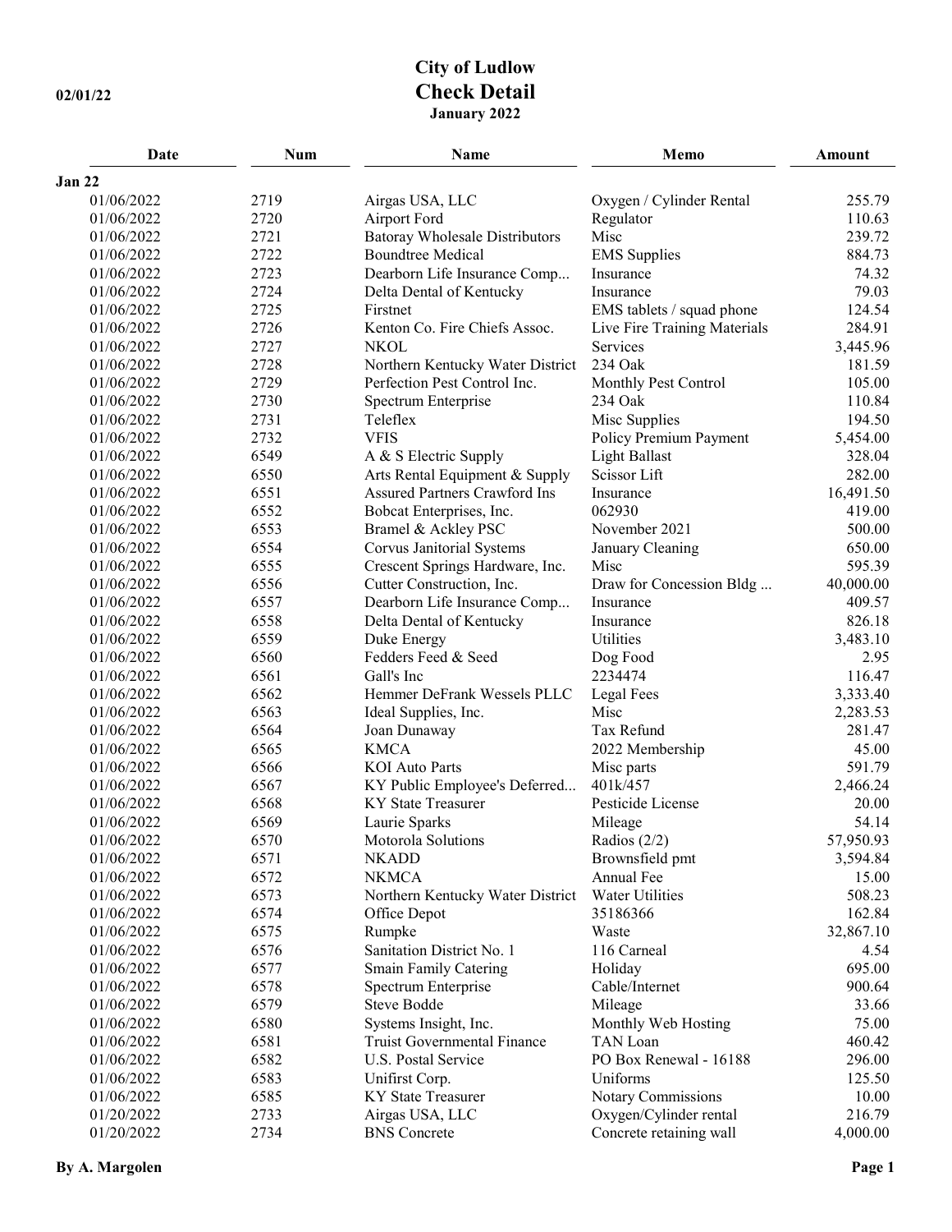# City of Ludlow
## Check Detail
### January 2022

02/01/22

| Date | Num | Name | Memo | Amount |
|---|---|---|---|---|
| **Jan 22** | | | | |
| 01/06/2022 | 2719 | Airgas USA, LLC | Oxygen / Cylinder Rental | 255.79 |
| 01/06/2022 | 2720 | Airport Ford | Regulator | 110.63 |
| 01/06/2022 | 2721 | Batoray Wholesale Distributors | Misc | 239.72 |
| 01/06/2022 | 2722 | Boundtree Medical | EMS Supplies | 884.73 |
| 01/06/2022 | 2723 | Dearborn Life Insurance Comp... | Insurance | 74.32 |
| 01/06/2022 | 2724 | Delta Dental of Kentucky | Insurance | 79.03 |
| 01/06/2022 | 2725 | Firstnet | EMS tablets / squad phone | 124.54 |
| 01/06/2022 | 2726 | Kenton Co. Fire Chiefs Assoc. | Live Fire Training Materials | 284.91 |
| 01/06/2022 | 2727 | NKOL | Services | 3,445.96 |
| 01/06/2022 | 2728 | Northern Kentucky Water District | 234 Oak | 181.59 |
| 01/06/2022 | 2729 | Perfection Pest Control Inc. | Monthly Pest Control | 105.00 |
| 01/06/2022 | 2730 | Spectrum Enterprise | 234 Oak | 110.84 |
| 01/06/2022 | 2731 | Teleflex | Misc Supplies | 194.50 |
| 01/06/2022 | 2732 | VFIS | Policy Premium Payment | 5,454.00 |
| 01/06/2022 | 6549 | A & S Electric Supply | Light Ballast | 328.04 |
| 01/06/2022 | 6550 | Arts Rental Equipment & Supply | Scissor Lift | 282.00 |
| 01/06/2022 | 6551 | Assured Partners Crawford Ins | Insurance | 16,491.50 |
| 01/06/2022 | 6552 | Bobcat Enterprises, Inc. | 062930 | 419.00 |
| 01/06/2022 | 6553 | Bramel & Ackley PSC | November 2021 | 500.00 |
| 01/06/2022 | 6554 | Corvus Janitorial Systems | January Cleaning | 650.00 |
| 01/06/2022 | 6555 | Crescent Springs Hardware, Inc. | Misc | 595.39 |
| 01/06/2022 | 6556 | Cutter Construction, Inc. | Draw for Concession Bldg ... | 40,000.00 |
| 01/06/2022 | 6557 | Dearborn Life Insurance Comp... | Insurance | 409.57 |
| 01/06/2022 | 6558 | Delta Dental of Kentucky | Insurance | 826.18 |
| 01/06/2022 | 6559 | Duke Energy | Utilities | 3,483.10 |
| 01/06/2022 | 6560 | Fedders Feed & Seed | Dog Food | 2.95 |
| 01/06/2022 | 6561 | Gall's Inc | 2234474 | 116.47 |
| 01/06/2022 | 6562 | Hemmer DeFrank Wessels PLLC | Legal Fees | 3,333.40 |
| 01/06/2022 | 6563 | Ideal Supplies, Inc. | Misc | 2,283.53 |
| 01/06/2022 | 6564 | Joan Dunaway | Tax Refund | 281.47 |
| 01/06/2022 | 6565 | KMCA | 2022 Membership | 45.00 |
| 01/06/2022 | 6566 | KOI Auto Parts | Misc parts | 591.79 |
| 01/06/2022 | 6567 | KY Public Employee's Deferred... | 401k/457 | 2,466.24 |
| 01/06/2022 | 6568 | KY State Treasurer | Pesticide License | 20.00 |
| 01/06/2022 | 6569 | Laurie Sparks | Mileage | 54.14 |
| 01/06/2022 | 6570 | Motorola Solutions | Radios (2/2) | 57,950.93 |
| 01/06/2022 | 6571 | NKADD | Brownsfield pmt | 3,594.84 |
| 01/06/2022 | 6572 | NKMCA | Annual Fee | 15.00 |
| 01/06/2022 | 6573 | Northern Kentucky Water District | Water Utilities | 508.23 |
| 01/06/2022 | 6574 | Office Depot | 35186366 | 162.84 |
| 01/06/2022 | 6575 | Rumpke | Waste | 32,867.10 |
| 01/06/2022 | 6576 | Sanitation District No. 1 | 116 Carneal | 4.54 |
| 01/06/2022 | 6577 | Smain Family Catering | Holiday | 695.00 |
| 01/06/2022 | 6578 | Spectrum Enterprise | Cable/Internet | 900.64 |
| 01/06/2022 | 6579 | Steve Bodde | Mileage | 33.66 |
| 01/06/2022 | 6580 | Systems Insight, Inc. | Monthly Web Hosting | 75.00 |
| 01/06/2022 | 6581 | Truist Governmental Finance | TAN Loan | 460.42 |
| 01/06/2022 | 6582 | U.S. Postal Service | PO Box Renewal - 16188 | 296.00 |
| 01/06/2022 | 6583 | Unifirst Corp. | Uniforms | 125.50 |
| 01/06/2022 | 6585 | KY State Treasurer | Notary Commissions | 10.00 |
| 01/20/2022 | 2733 | Airgas USA, LLC | Oxygen/Cylinder rental | 216.79 |
| 01/20/2022 | 2734 | BNS Concrete | Concrete retaining wall | 4,000.00 |

By A. Margolen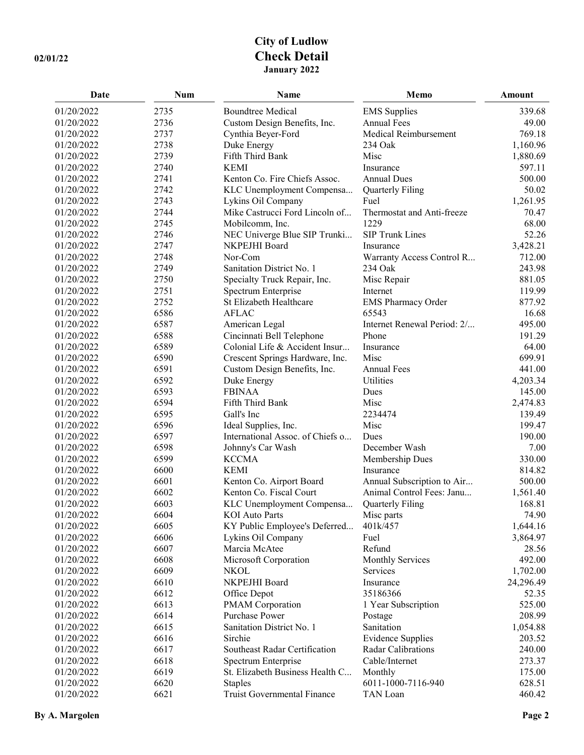# City of Ludlow
## Check Detail
### January 2022

02/01/22

| Date | Num | Name | Memo | Amount |
|---|---|---|---|---|
| 01/20/2022 | 2735 | Boundtree Medical | EMS Supplies | 339.68 |
| 01/20/2022 | 2736 | Custom Design Benefits, Inc. | Annual Fees | 49.00 |
| 01/20/2022 | 2737 | Cynthia Beyer-Ford | Medical Reimbursement | 769.18 |
| 01/20/2022 | 2738 | Duke Energy | 234 Oak | 1,160.96 |
| 01/20/2022 | 2739 | Fifth Third Bank | Misc | 1,880.69 |
| 01/20/2022 | 2740 | KEMI | Insurance | 597.11 |
| 01/20/2022 | 2741 | Kenton Co. Fire Chiefs Assoc. | Annual Dues | 500.00 |
| 01/20/2022 | 2742 | KLC Unemployment Compensa... | Quarterly Filing | 50.02 |
| 01/20/2022 | 2743 | Lykins Oil Company | Fuel | 1,261.95 |
| 01/20/2022 | 2744 | Mike Castrucci Ford Lincoln of... | Thermostat and Anti-freeze | 70.47 |
| 01/20/2022 | 2745 | Mobilcomm, Inc. | 1229 | 68.00 |
| 01/20/2022 | 2746 | NEC Univerge Blue SIP Trunki... | SIP Trunk Lines | 52.26 |
| 01/20/2022 | 2747 | NKPEJHI Board | Insurance | 3,428.21 |
| 01/20/2022 | 2748 | Nor-Com | Warranty Access Control R... | 712.00 |
| 01/20/2022 | 2749 | Sanitation District No. 1 | 234 Oak | 243.98 |
| 01/20/2022 | 2750 | Specialty Truck Repair, Inc. | Misc Repair | 881.05 |
| 01/20/2022 | 2751 | Spectrum Enterprise | Internet | 119.99 |
| 01/20/2022 | 2752 | St Elizabeth Healthcare | EMS Pharmacy Order | 877.92 |
| 01/20/2022 | 6586 | AFLAC | 65543 | 16.68 |
| 01/20/2022 | 6587 | American Legal | Internet Renewal Period: 2/... | 495.00 |
| 01/20/2022 | 6588 | Cincinnati Bell Telephone | Phone | 191.29 |
| 01/20/2022 | 6589 | Colonial Life & Accident Insur... | Insurance | 64.00 |
| 01/20/2022 | 6590 | Crescent Springs Hardware, Inc. | Misc | 699.91 |
| 01/20/2022 | 6591 | Custom Design Benefits, Inc. | Annual Fees | 441.00 |
| 01/20/2022 | 6592 | Duke Energy | Utilities | 4,203.34 |
| 01/20/2022 | 6593 | FBINAA | Dues | 145.00 |
| 01/20/2022 | 6594 | Fifth Third Bank | Misc | 2,474.83 |
| 01/20/2022 | 6595 | Gall's Inc | 2234474 | 139.49 |
| 01/20/2022 | 6596 | Ideal Supplies, Inc. | Misc | 199.47 |
| 01/20/2022 | 6597 | International Assoc. of Chiefs o... | Dues | 190.00 |
| 01/20/2022 | 6598 | Johnny's Car Wash | December Wash | 7.00 |
| 01/20/2022 | 6599 | KCCMA | Membership Dues | 330.00 |
| 01/20/2022 | 6600 | KEMI | Insurance | 814.82 |
| 01/20/2022 | 6601 | Kenton Co. Airport Board | Annual Subscription to Air... | 500.00 |
| 01/20/2022 | 6602 | Kenton Co. Fiscal Court | Animal Control Fees: Janu... | 1,561.40 |
| 01/20/2022 | 6603 | KLC Unemployment Compensa... | Quarterly Filing | 168.81 |
| 01/20/2022 | 6604 | KOI Auto Parts | Misc parts | 74.90 |
| 01/20/2022 | 6605 | KY Public Employee's Deferred... | 401k/457 | 1,644.16 |
| 01/20/2022 | 6606 | Lykins Oil Company | Fuel | 3,864.97 |
| 01/20/2022 | 6607 | Marcia McAtee | Refund | 28.56 |
| 01/20/2022 | 6608 | Microsoft Corporation | Monthly Services | 492.00 |
| 01/20/2022 | 6609 | NKOL | Services | 1,702.00 |
| 01/20/2022 | 6610 | NKPEJHI Board | Insurance | 24,296.49 |
| 01/20/2022 | 6612 | Office Depot | 35186366 | 52.35 |
| 01/20/2022 | 6613 | PMAM Corporation | 1 Year Subscription | 525.00 |
| 01/20/2022 | 6614 | Purchase Power | Postage | 208.99 |
| 01/20/2022 | 6615 | Sanitation District No. 1 | Sanitation | 1,054.88 |
| 01/20/2022 | 6616 | Sirchie | Evidence Supplies | 203.52 |
| 01/20/2022 | 6617 | Southeast Radar Certification | Radar Calibrations | 240.00 |
| 01/20/2022 | 6618 | Spectrum Enterprise | Cable/Internet | 273.37 |
| 01/20/2022 | 6619 | St. Elizabeth Business Health C... | Monthly | 175.00 |
| 01/20/2022 | 6620 | Staples | 6011-1000-7116-940 | 628.51 |
| 01/20/2022 | 6621 | Truist Governmental Finance | TAN Loan | 460.42 |

By A. Margolen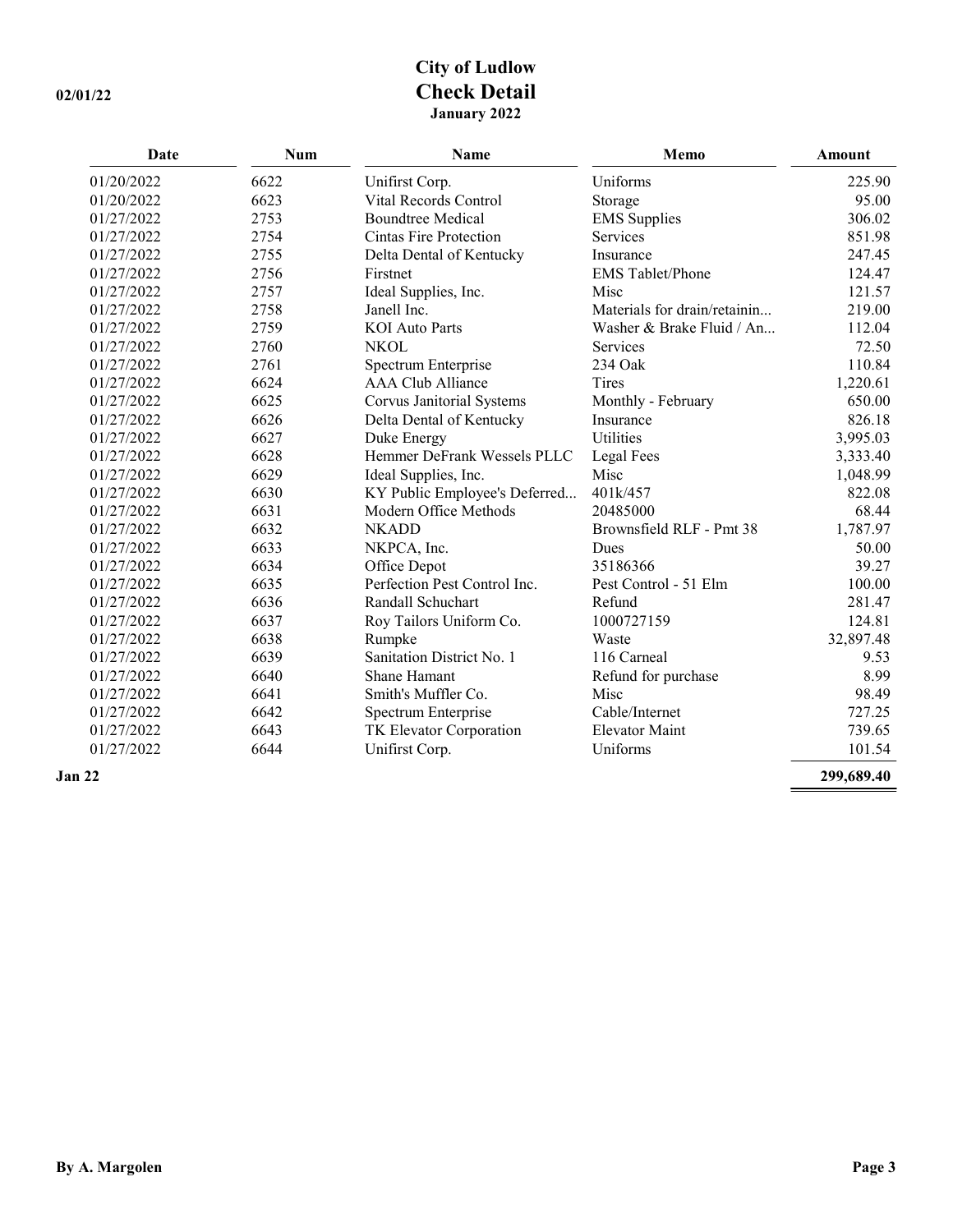# City of Ludlow
## Check Detail
### January 2022

02/01/22

| Date | Num | Name | Memo | Amount |
|---|---|---|---|---|
| 01/20/2022 | 6622 | Unifirst Corp. | Uniforms | 225.90 |
| 01/20/2022 | 6623 | Vital Records Control | Storage | 95.00 |
| 01/27/2022 | 2753 | Boundtree Medical | EMS Supplies | 306.02 |
| 01/27/2022 | 2754 | Cintas Fire Protection | Services | 851.98 |
| 01/27/2022 | 2755 | Delta Dental of Kentucky | Insurance | 247.45 |
| 01/27/2022 | 2756 | Firstnet | EMS Tablet/Phone | 124.47 |
| 01/27/2022 | 2757 | Ideal Supplies, Inc. | Misc | 121.57 |
| 01/27/2022 | 2758 | Janell Inc. | Materials for drain/retainin... | 219.00 |
| 01/27/2022 | 2759 | KOI Auto Parts | Washer & Brake Fluid / An... | 112.04 |
| 01/27/2022 | 2760 | NKOL | Services | 72.50 |
| 01/27/2022 | 2761 | Spectrum Enterprise | 234 Oak | 110.84 |
| 01/27/2022 | 6624 | AAA Club Alliance | Tires | 1,220.61 |
| 01/27/2022 | 6625 | Corvus Janitorial Systems | Monthly - February | 650.00 |
| 01/27/2022 | 6626 | Delta Dental of Kentucky | Insurance | 826.18 |
| 01/27/2022 | 6627 | Duke Energy | Utilities | 3,995.03 |
| 01/27/2022 | 6628 | Hemmer DeFrank Wessels PLLC | Legal Fees | 3,333.40 |
| 01/27/2022 | 6629 | Ideal Supplies, Inc. | Misc | 1,048.99 |
| 01/27/2022 | 6630 | KY Public Employee's Deferred... | 401k/457 | 822.08 |
| 01/27/2022 | 6631 | Modern Office Methods | 20485000 | 68.44 |
| 01/27/2022 | 6632 | NKADD | Brownsfield RLF - Pmt 38 | 1,787.97 |
| 01/27/2022 | 6633 | NKPCA, Inc. | Dues | 50.00 |
| 01/27/2022 | 6634 | Office Depot | 35186366 | 39.27 |
| 01/27/2022 | 6635 | Perfection Pest Control Inc. | Pest Control - 51 Elm | 100.00 |
| 01/27/2022 | 6636 | Randall Schuchart | Refund | 281.47 |
| 01/27/2022 | 6637 | Roy Tailors Uniform Co. | 1000727159 | 124.81 |
| 01/27/2022 | 6638 | Rumpke | Waste | 32,897.48 |
| 01/27/2022 | 6639 | Sanitation District No. 1 | 116 Carneal | 9.53 |
| 01/27/2022 | 6640 | Shane Hamant | Refund for purchase | 8.99 |
| 01/27/2022 | 6641 | Smith's Muffler Co. | Misc | 98.49 |
| 01/27/2022 | 6642 | Spectrum Enterprise | Cable/Internet | 727.25 |
| 01/27/2022 | 6643 | TK Elevator Corporation | Elevator Maint | 739.65 |
| 01/27/2022 | 6644 | Unifirst Corp. | Uniforms | 101.54 |
| **Jan 22** | | | | **299,689.40** |

By A. Margolen